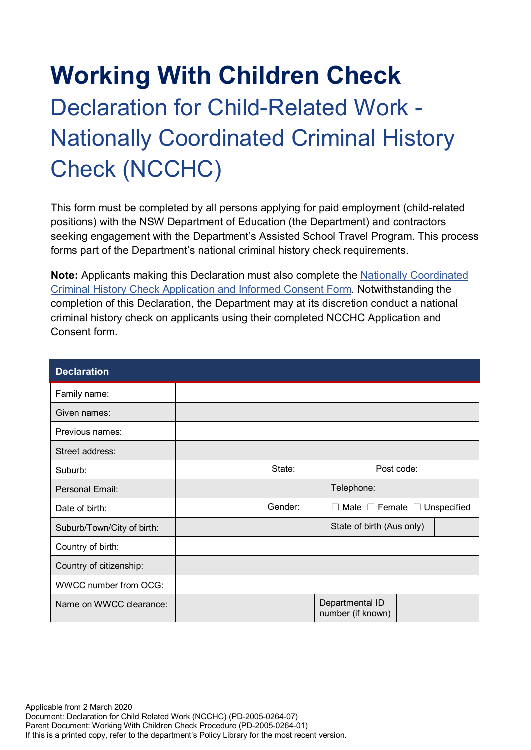# Working With Children Check

## Declaration for Child-Related Work - Nationally Coordinated Criminal History Check (NCCHC)

This form must be completed by all persons applying for paid employment (child-related positions) with the NSW Department of Education (the Department) and contractors seeking engagement with the Department's Assisted School Travel Program. This process forms part of the Department's national criminal history check requirements.

**Note:** Applicants making this Declaration must also complete the [Nationally Coordinated Criminal History Check Application and Informed Consent Form](). Notwithstanding the completion of this Declaration, the Department may at its discretion conduct a national criminal history check on applicants using their completed NCCHC Application and Consent form.

| **Declaration** | | | | | |
|---|---|---|---|---|---|
| Family name: | | | | | |
| Given names: | | | | | |
| Previous names: | | | | | |
| Street address: | | | | | |
| Suburb: | | State: | | Post code: | |
| Personal Email: | | | Telephone: | | |
| Date of birth: | | Gender: | ☐ Male ☐ Female ☐ Unspecified | | |
| Suburb/Town/City of birth: | | | State of birth (Aus only) | | |
| Country of birth: | | | | | |
| Country of citizenship: | | | | | |
| WWCC number from OCG: | | | | | |
| Name on WWCC clearance: | | | Departmental ID number (if known) | | |

Applicable from 2 March 2020
Document: Declaration for Child Related Work (NCCHC) (PD-2005-0264-07)
Parent Document: Working With Children Check Procedure (PD-2005-0264-01)
If this is a printed copy, refer to the department's Policy Library for the most recent version.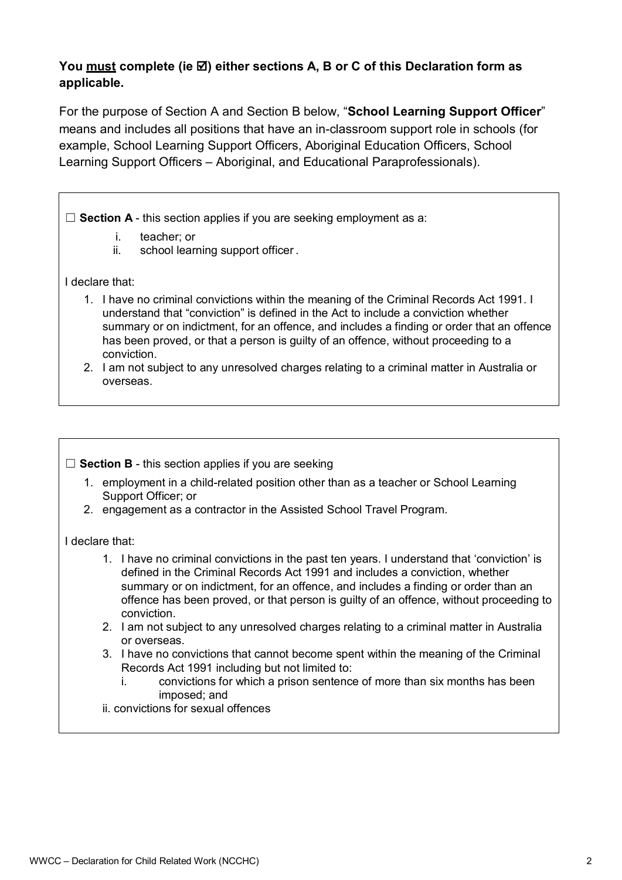**You <u>must</u> complete (ie ☑) either sections A, B or C of this Declaration form as applicable.**

For the purpose of Section A and Section B below, "**School Learning Support Officer**" means and includes all positions that have an in-classroom support role in schools (for example, School Learning Support Officers, Aboriginal Education Officers, School Learning Support Officers – Aboriginal, and Educational Paraprofessionals).

☐ **Section A** - this section applies if you are seeking employment as a:

- i. teacher; or
- ii. school learning support officer .

I declare that:

1. I have no criminal convictions within the meaning of the Criminal Records Act 1991. I understand that "conviction" is defined in the Act to include a conviction whether summary or on indictment, for an offence, and includes a finding or order that an offence has been proved, or that a person is guilty of an offence, without proceeding to a conviction.
2. I am not subject to any unresolved charges relating to a criminal matter in Australia or overseas.

☐ **Section B** - this section applies if you are seeking

1. employment in a child-related position other than as a teacher or School Learning Support Officer; or
2. engagement as a contractor in the Assisted School Travel Program.

I declare that:

1. I have no criminal convictions in the past ten years. I understand that 'conviction' is defined in the Criminal Records Act 1991 and includes a conviction, whether summary or on indictment, for an offence, and includes a finding or order than an offence has been proved, or that person is guilty of an offence, without proceeding to conviction.
2. I am not subject to any unresolved charges relating to a criminal matter in Australia or overseas.
3. I have no convictions that cannot become spent within the meaning of the Criminal Records Act 1991 including but not limited to:
   - i. convictions for which a prison sentence of more than six months has been imposed; and
   - ii. convictions for sexual offences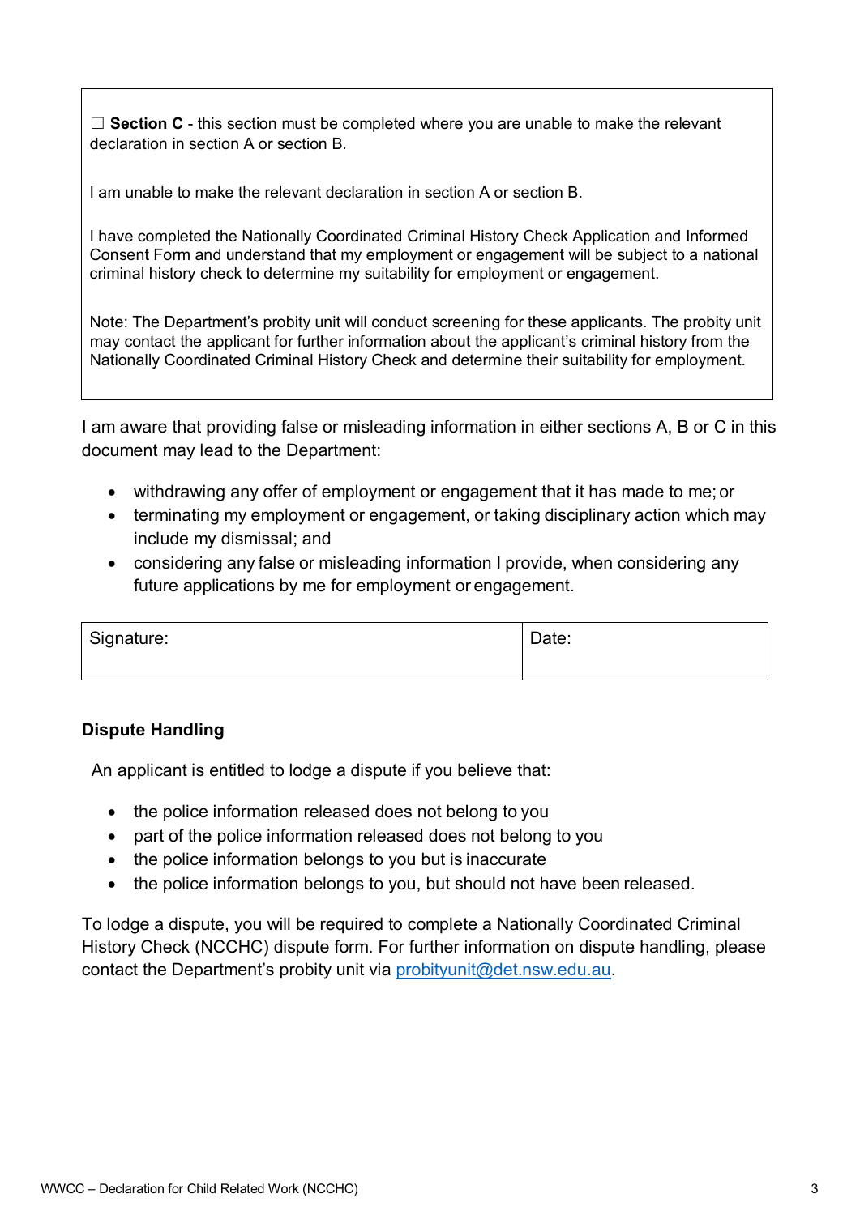☐ **Section C** - this section must be completed where you are unable to make the relevant declaration in section A or section B.

I am unable to make the relevant declaration in section A or section B.

I have completed the Nationally Coordinated Criminal History Check Application and Informed Consent Form and understand that my employment or engagement will be subject to a national criminal history check to determine my suitability for employment or engagement.

Note: The Department's probity unit will conduct screening for these applicants. The probity unit may contact the applicant for further information about the applicant's criminal history from the Nationally Coordinated Criminal History Check and determine their suitability for employment.

I am aware that providing false or misleading information in either sections A, B or C in this document may lead to the Department:

- withdrawing any offer of employment or engagement that it has made to me; or
- terminating my employment or engagement, or taking disciplinary action which may include my dismissal; and
- considering any false or misleading information I provide, when considering any future applications by me for employment or engagement.

| Signature: | Date: |
|---|---|

**Dispute Handling**

An applicant is entitled to lodge a dispute if you believe that:

- the police information released does not belong to you
- part of the police information released does not belong to you
- the police information belongs to you but is inaccurate
- the police information belongs to you, but should not have been released.

To lodge a dispute, you will be required to complete a Nationally Coordinated Criminal History Check (NCCHC) dispute form. For further information on dispute handling, please contact the Department's probity unit via probityunit@det.nsw.edu.au.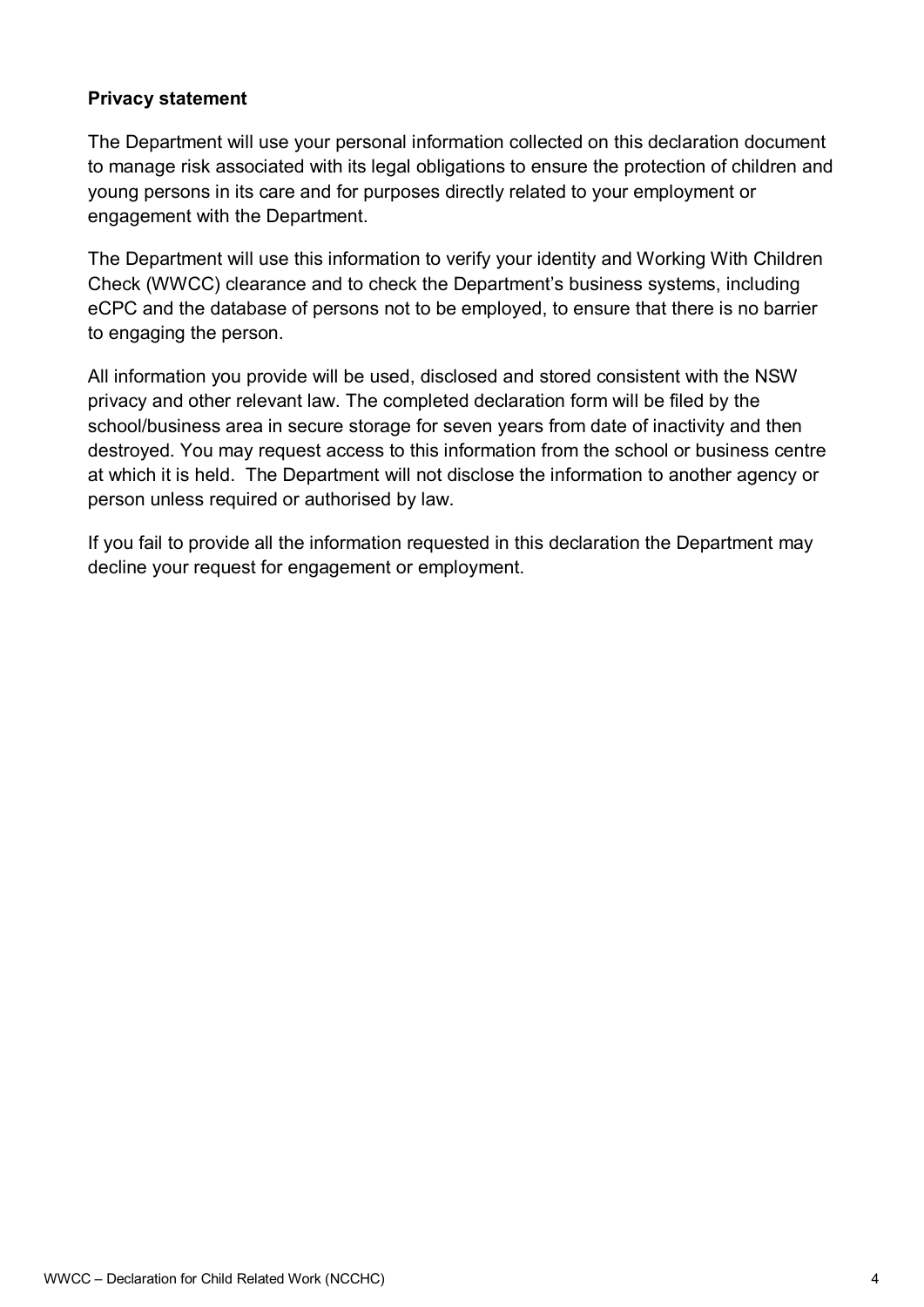**Privacy statement**

The Department will use your personal information collected on this declaration document to manage risk associated with its legal obligations to ensure the protection of children and young persons in its care and for purposes directly related to your employment or engagement with the Department.

The Department will use this information to verify your identity and Working With Children Check (WWCC) clearance and to check the Department's business systems, including eCPC and the database of persons not to be employed, to ensure that there is no barrier to engaging the person.

All information you provide will be used, disclosed and stored consistent with the NSW privacy and other relevant law. The completed declaration form will be filed by the school/business area in secure storage for seven years from date of inactivity and then destroyed. You may request access to this information from the school or business centre at which it is held. The Department will not disclose the information to another agency or person unless required or authorised by law.

If you fail to provide all the information requested in this declaration the Department may decline your request for engagement or employment.